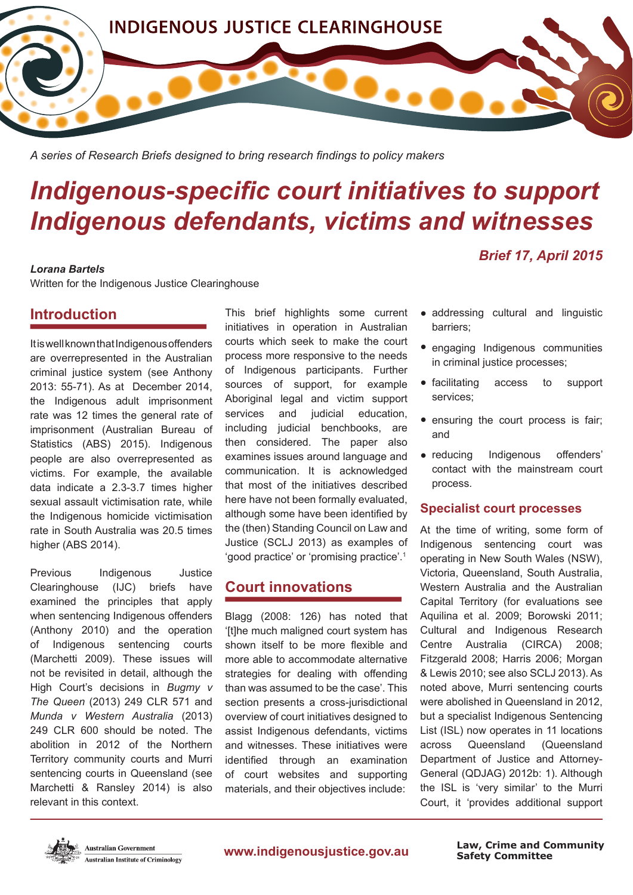INDIGENOUS JUSTICE CLEARINGHOUSE

*A series of Research Briefs designed to bring research findings to policy makers*

# *Indigenous-specific court initiatives to support Indigenous defendants, victims and witnesses*

***Brief 17, April 2015***

***Lorana Bartels***
Written for the Indigenous Justice Clearinghouse

## Introduction

It is well known that Indigenous offenders are overrepresented in the Australian criminal justice system (see Anthony 2013: 55-71). As at December 2014, the Indigenous adult imprisonment rate was 12 times the general rate of imprisonment (Australian Bureau of Statistics (ABS) 2015). Indigenous people are also overrepresented as victims. For example, the available data indicate a 2.3-3.7 times higher sexual assault victimisation rate, while the Indigenous homicide victimisation rate in South Australia was 20.5 times higher (ABS 2014).

Previous Indigenous Justice Clearinghouse (IJC) briefs have examined the principles that apply when sentencing Indigenous offenders (Anthony 2010) and the operation of Indigenous sentencing courts (Marchetti 2009). These issues will not be revisited in detail, although the High Court's decisions in *Bugmy v The Queen* (2013) 249 CLR 571 and *Munda v Western Australia* (2013) 249 CLR 600 should be noted. The abolition in 2012 of the Northern Territory community courts and Murri sentencing courts in Queensland (see Marchetti & Ransley 2014) is also relevant in this context.

This brief highlights some current initiatives in operation in Australian courts which seek to make the court process more responsive to the needs of Indigenous participants. Further sources of support, for example Aboriginal legal and victim support services and judicial education, including judicial benchbooks, are then considered. The paper also examines issues around language and communication. It is acknowledged that most of the initiatives described here have not been formally evaluated, although some have been identified by the (then) Standing Council on Law and Justice (SCLJ 2013) as examples of 'good practice' or 'promising practice'.[1]

## Court innovations

Blagg (2008: 126) has noted that '[t]he much maligned court system has shown itself to be more flexible and more able to accommodate alternative strategies for dealing with offending than was assumed to be the case'. This section presents a cross-jurisdictional overview of court initiatives designed to assist Indigenous defendants, victims and witnesses. These initiatives were identified through an examination of court websites and supporting materials, and their objectives include:

- addressing cultural and linguistic barriers;
- engaging Indigenous communities in criminal justice processes;
- facilitating access to support services;
- ensuring the court process is fair; and
- reducing Indigenous offenders' contact with the mainstream court process.

## Specialist court processes

At the time of writing, some form of Indigenous sentencing court was operating in New South Wales (NSW), Victoria, Queensland, South Australia, Western Australia and the Australian Capital Territory (for evaluations see Aquilina et al. 2009; Borowski 2011; Cultural and Indigenous Research Centre Australia (CIRCA) 2008; Fitzgerald 2008; Harris 2006; Morgan & Lewis 2010; see also SCLJ 2013). As noted above, Murri sentencing courts were abolished in Queensland in 2012, but a specialist Indigenous Sentencing List (ISL) now operates in 11 locations across Queensland (Queensland Department of Justice and Attorney-General (QDJAG) 2012b: 1). Although the ISL is 'very similar' to the Murri Court, it 'provides additional support

Australian Government
Australian Institute of Criminology

www.indigenousjustice.gov.au

Law, Crime and Community Safety Committee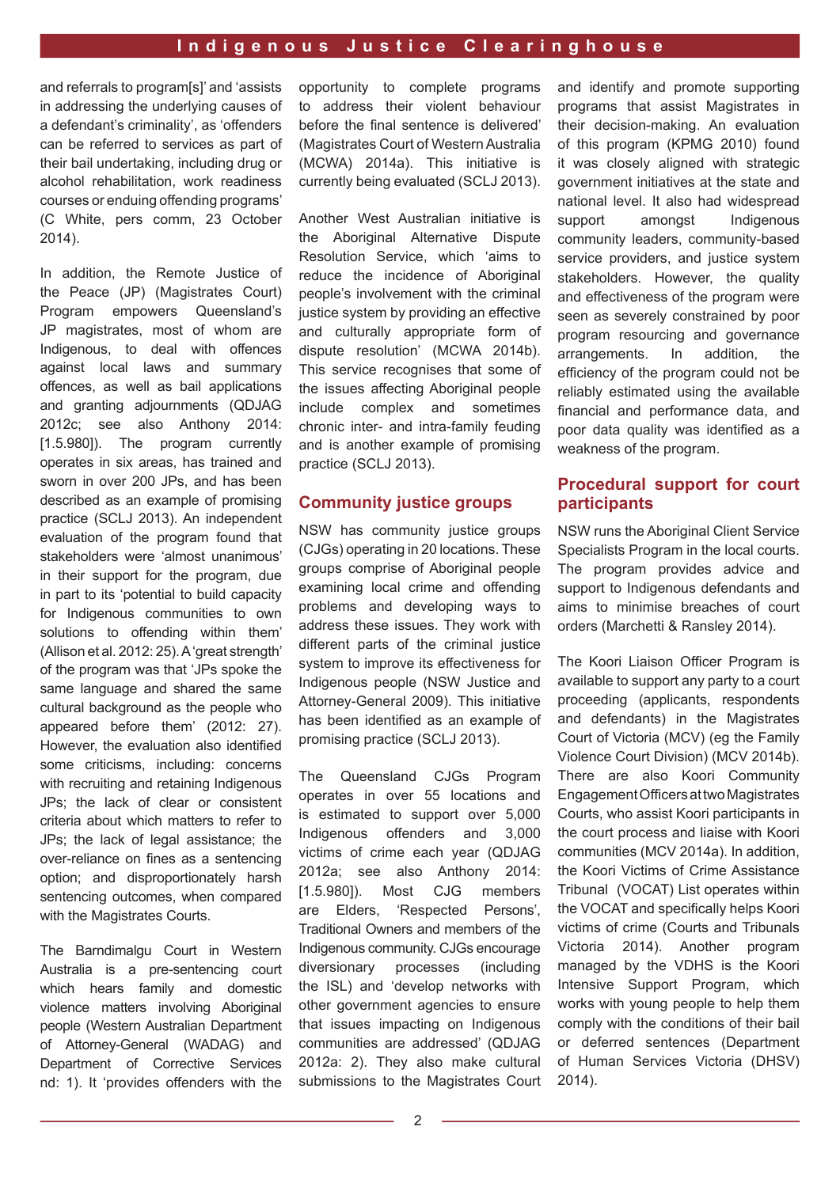and referrals to program[s]' and 'assists in addressing the underlying causes of a defendant's criminality', as 'offenders can be referred to services as part of their bail undertaking, including drug or alcohol rehabilitation, work readiness courses or enduring offending programs' (C White, pers comm, 23 October 2014).

In addition, the Remote Justice of the Peace (JP) (Magistrates Court) Program empowers Queensland's JP magistrates, most of whom are Indigenous, to deal with offences against local laws and summary offences, as well as bail applications and granting adjournments (QDJAG 2012c; see also Anthony 2014: [1.5.980]). The program currently operates in six areas, has trained and sworn in over 200 JPs, and has been described as an example of promising practice (SCLJ 2013). An independent evaluation of the program found that stakeholders were 'almost unanimous' in their support for the program, due in part to its 'potential to build capacity for Indigenous communities to own solutions to offending within them' (Allison et al. 2012: 25). A 'great strength' of the program was that 'JPs spoke the same language and shared the same cultural background as the people who appeared before them' (2012: 27). However, the evaluation also identified some criticisms, including: concerns with recruiting and retaining Indigenous JPs; the lack of clear or consistent criteria about which matters to refer to JPs; the lack of legal assistance; the over-reliance on fines as a sentencing option; and disproportionately harsh sentencing outcomes, when compared with the Magistrates Courts.

The Barndimalgu Court in Western Australia is a pre-sentencing court which hears family and domestic violence matters involving Aboriginal people (Western Australian Department of Attorney-General (WADAG) and Department of Corrective Services nd: 1). It 'provides offenders with the opportunity to complete programs to address their violent behaviour before the final sentence is delivered' (Magistrates Court of Western Australia (MCWA) 2014a). This initiative is currently being evaluated (SCLJ 2013).

Another West Australian initiative is the Aboriginal Alternative Dispute Resolution Service, which 'aims to reduce the incidence of Aboriginal people's involvement with the criminal justice system by providing an effective and culturally appropriate form of dispute resolution' (MCWA 2014b). This service recognises that some of the issues affecting Aboriginal people include complex and sometimes chronic inter- and intra-family feuding and is another example of promising practice (SCLJ 2013).

## Community justice groups

NSW has community justice groups (CJGs) operating in 20 locations. These groups comprise of Aboriginal people examining local crime and offending problems and developing ways to address these issues. They work with different parts of the criminal justice system to improve its effectiveness for Indigenous people (NSW Justice and Attorney-General 2009). This initiative has been identified as an example of promising practice (SCLJ 2013).

The Queensland CJGs Program operates in over 55 locations and is estimated to support over 5,000 Indigenous offenders and 3,000 victims of crime each year (QDJAG 2012a; see also Anthony 2014: [1.5.980]). Most CJG members are Elders, 'Respected Persons', Traditional Owners and members of the Indigenous community. CJGs encourage diversionary processes (including the ISL) and 'develop networks with other government agencies to ensure that issues impacting on Indigenous communities are addressed' (QDJAG 2012a: 2). They also make cultural submissions to the Magistrates Court and identify and promote supporting programs that assist Magistrates in their decision-making. An evaluation of this program (KPMG 2010) found it was closely aligned with strategic government initiatives at the state and national level. It also had widespread support amongst Indigenous community leaders, community-based service providers, and justice system stakeholders. However, the quality and effectiveness of the program were seen as severely constrained by poor program resourcing and governance arrangements. In addition, the efficiency of the program could not be reliably estimated using the available financial and performance data, and poor data quality was identified as a weakness of the program.

## Procedural support for court participants

NSW runs the Aboriginal Client Service Specialists Program in the local courts. The program provides advice and support to Indigenous defendants and aims to minimise breaches of court orders (Marchetti & Ransley 2014).

The Koori Liaison Officer Program is available to support any party to a court proceeding (applicants, respondents and defendants) in the Magistrates Court of Victoria (MCV) (eg the Family Violence Court Division) (MCV 2014b). There are also Koori Community Engagement Officers at two Magistrates Courts, who assist Koori participants in the court process and liaise with Koori communities (MCV 2014a). In addition, the Koori Victims of Crime Assistance Tribunal (VOCAT) List operates within the VOCAT and specifically helps Koori victims of crime (Courts and Tribunals Victoria 2014). Another program managed by the VDHS is the Koori Intensive Support Program, which works with young people to help them comply with the conditions of their bail or deferred sentences (Department of Human Services Victoria (DHSV) 2014).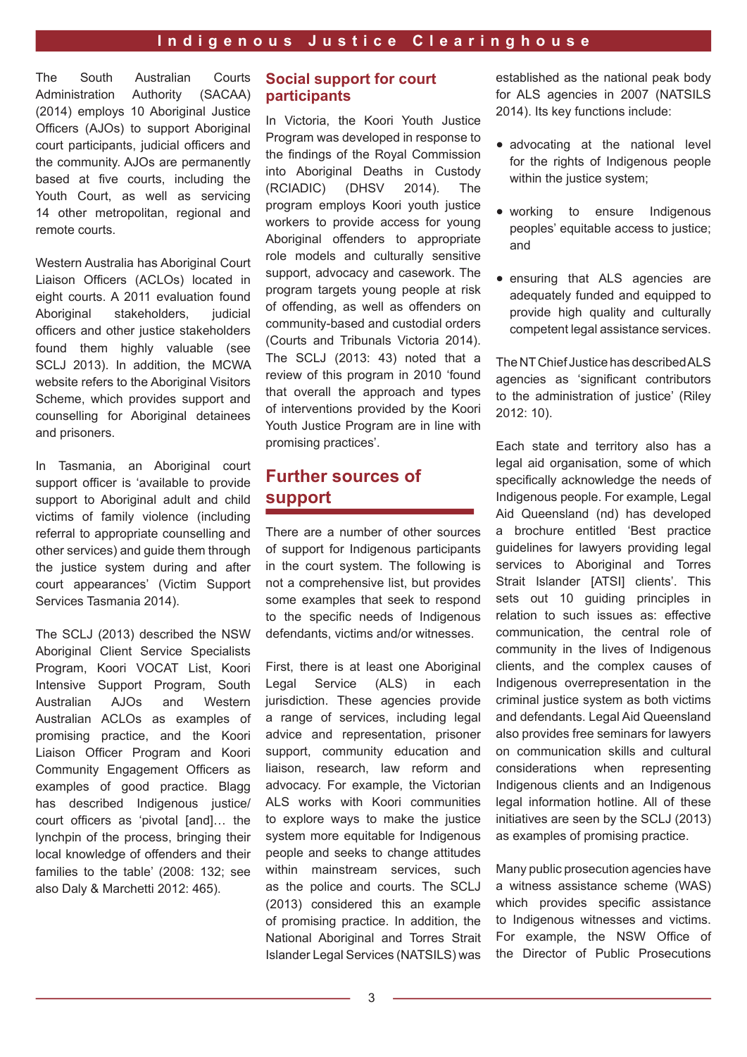The South Australian Courts Administration Authority (SACAA) (2014) employs 10 Aboriginal Justice Officers (AJOs) to support Aboriginal court participants, judicial officers and the community. AJOs are permanently based at five courts, including the Youth Court, as well as servicing 14 other metropolitan, regional and remote courts.

Western Australia has Aboriginal Court Liaison Officers (ACLOs) located in eight courts. A 2011 evaluation found Aboriginal stakeholders, judicial officers and other justice stakeholders found them highly valuable (see SCLJ 2013). In addition, the MCWA website refers to the Aboriginal Visitors Scheme, which provides support and counselling for Aboriginal detainees and prisoners.

In Tasmania, an Aboriginal court support officer is 'available to provide support to Aboriginal adult and child victims of family violence (including referral to appropriate counselling and other services) and guide them through the justice system during and after court appearances' (Victim Support Services Tasmania 2014).

The SCLJ (2013) described the NSW Aboriginal Client Service Specialists Program, Koori VOCAT List, Koori Intensive Support Program, South Australian AJOs and Western Australian ACLOs as examples of promising practice, and the Koori Liaison Officer Program and Koori Community Engagement Officers as examples of good practice. Blagg has described Indigenous justice/court officers as 'pivotal [and]… the lynchpin of the process, bringing their local knowledge of offenders and their families to the table' (2008: 132; see also Daly & Marchetti 2012: 465).

## Social support for court participants

In Victoria, the Koori Youth Justice Program was developed in response to the findings of the Royal Commission into Aboriginal Deaths in Custody (RCIADIC) (DHSV 2014). The program employs Koori youth justice workers to provide access for young Aboriginal offenders to appropriate role models and culturally sensitive support, advocacy and casework. The program targets young people at risk of offending, as well as offenders on community-based and custodial orders (Courts and Tribunals Victoria 2014). The SCLJ (2013: 43) noted that a review of this program in 2010 'found that overall the approach and types of interventions provided by the Koori Youth Justice Program are in line with promising practices'.

## Further sources of support

There are a number of other sources of support for Indigenous participants in the court system. The following is not a comprehensive list, but provides some examples that seek to respond to the specific needs of Indigenous defendants, victims and/or witnesses.

First, there is at least one Aboriginal Legal Service (ALS) in each jurisdiction. These agencies provide a range of services, including legal advice and representation, prisoner support, community education and liaison, research, law reform and advocacy. For example, the Victorian ALS works with Koori communities to explore ways to make the justice system more equitable for Indigenous people and seeks to change attitudes within mainstream services, such as the police and courts. The SCLJ (2013) considered this an example of promising practice. In addition, the National Aboriginal and Torres Strait Islander Legal Services (NATSILS) was established as the national peak body for ALS agencies in 2007 (NATSILS 2014). Its key functions include:

- advocating at the national level for the rights of Indigenous people within the justice system;
- working to ensure Indigenous peoples' equitable access to justice; and
- ensuring that ALS agencies are adequately funded and equipped to provide high quality and culturally competent legal assistance services.

The NT Chief Justice has described ALS agencies as 'significant contributors to the administration of justice' (Riley 2012: 10).

Each state and territory also has a legal aid organisation, some of which specifically acknowledge the needs of Indigenous people. For example, Legal Aid Queensland (nd) has developed a brochure entitled 'Best practice guidelines for lawyers providing legal services to Aboriginal and Torres Strait Islander [ATSI] clients'. This sets out 10 guiding principles in relation to such issues as: effective communication, the central role of community in the lives of Indigenous clients, and the complex causes of Indigenous overrepresentation in the criminal justice system as both victims and defendants. Legal Aid Queensland also provides free seminars for lawyers on communication skills and cultural considerations when representing Indigenous clients and an Indigenous legal information hotline. All of these initiatives are seen by the SCLJ (2013) as examples of promising practice.

Many public prosecution agencies have a witness assistance scheme (WAS) which provides specific assistance to Indigenous witnesses and victims. For example, the NSW Office of the Director of Public Prosecutions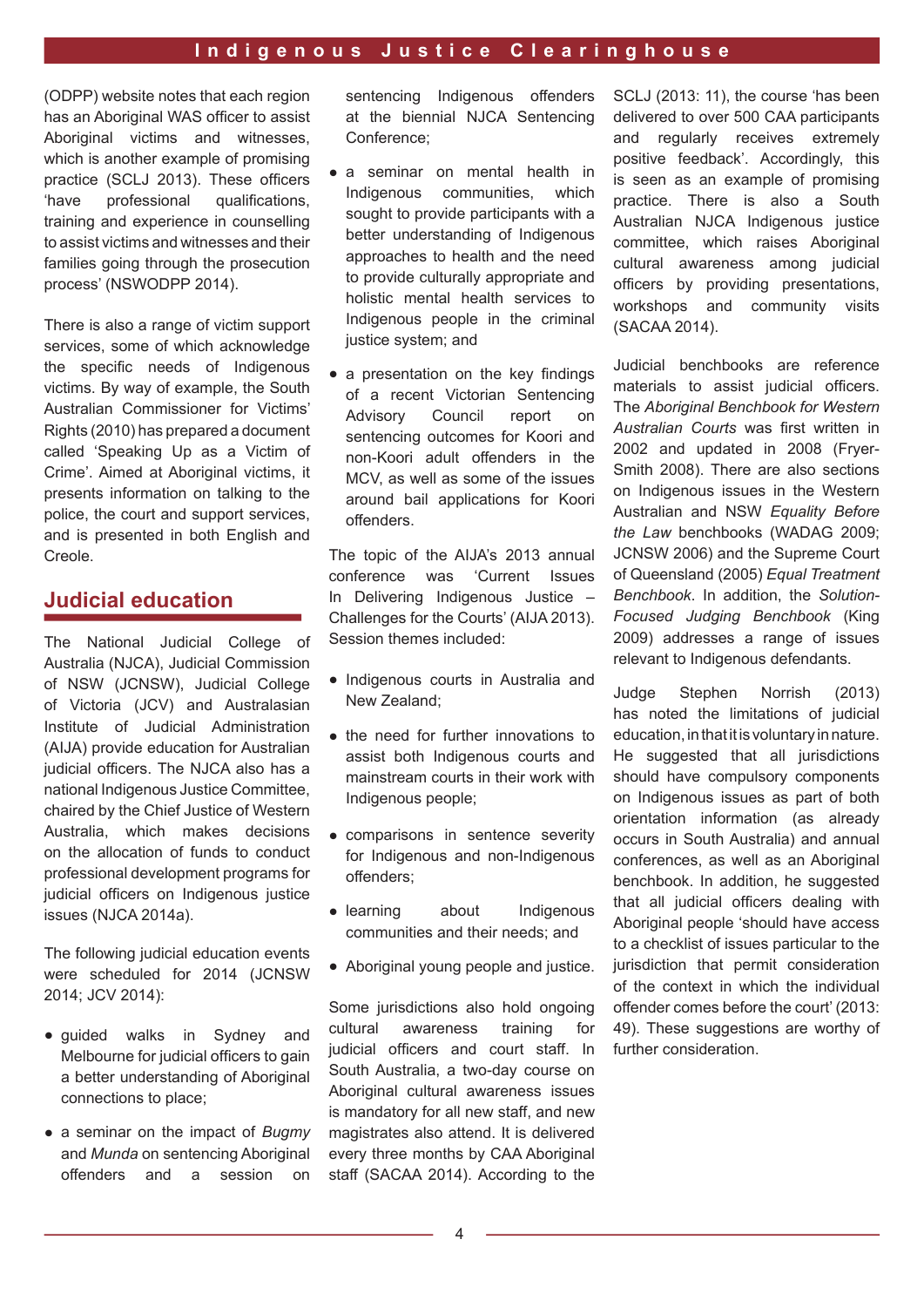(ODPP) website notes that each region has an Aboriginal WAS officer to assist Aboriginal victims and witnesses, which is another example of promising practice (SCLJ 2013). These officers 'have professional qualifications, training and experience in counselling to assist victims and witnesses and their families going through the prosecution process' (NSWODPP 2014).

There is also a range of victim support services, some of which acknowledge the specific needs of Indigenous victims. By way of example, the South Australian Commissioner for Victims' Rights (2010) has prepared a document called 'Speaking Up as a Victim of Crime'. Aimed at Aboriginal victims, it presents information on talking to the police, the court and support services, and is presented in both English and Creole.

## Judicial education

The National Judicial College of Australia (NJCA), Judicial Commission of NSW (JCNSW), Judicial College of Victoria (JCV) and Australasian Institute of Judicial Administration (AIJA) provide education for Australian judicial officers. The NJCA also has a national Indigenous Justice Committee, chaired by the Chief Justice of Western Australia, which makes decisions on the allocation of funds to conduct professional development programs for judicial officers on Indigenous justice issues (NJCA 2014a).

The following judicial education events were scheduled for 2014 (JCNSW 2014; JCV 2014):

- guided walks in Sydney and Melbourne for judicial officers to gain a better understanding of Aboriginal connections to place;
- a seminar on the impact of *Bugmy* and *Munda* on sentencing Aboriginal offenders and a session on sentencing Indigenous offenders at the biennial NJCA Sentencing Conference;
- a seminar on mental health in Indigenous communities, which sought to provide participants with a better understanding of Indigenous approaches to health and the need to provide culturally appropriate and holistic mental health services to Indigenous people in the criminal justice system; and
- a presentation on the key findings of a recent Victorian Sentencing Advisory Council report on sentencing outcomes for Koori and non-Koori adult offenders in the MCV, as well as some of the issues around bail applications for Koori offenders.

The topic of the AIJA's 2013 annual conference was 'Current Issues In Delivering Indigenous Justice – Challenges for the Courts' (AIJA 2013). Session themes included:

- Indigenous courts in Australia and New Zealand;
- the need for further innovations to assist both Indigenous courts and mainstream courts in their work with Indigenous people;
- comparisons in sentence severity for Indigenous and non-Indigenous offenders;
- learning about Indigenous communities and their needs; and
- Aboriginal young people and justice.

Some jurisdictions also hold ongoing cultural awareness training for judicial officers and court staff. In South Australia, a two-day course on Aboriginal cultural awareness issues is mandatory for all new staff, and new magistrates also attend. It is delivered every three months by CAA Aboriginal staff (SACAA 2014). According to the SCLJ (2013: 11), the course 'has been delivered to over 500 CAA participants and regularly receives extremely positive feedback'. Accordingly, this is seen as an example of promising practice. There is also a South Australian NJCA Indigenous justice committee, which raises Aboriginal cultural awareness among judicial officers by providing presentations, workshops and community visits (SACAA 2014).

Judicial benchbooks are reference materials to assist judicial officers. The *Aboriginal Benchbook for Western Australian Courts* was first written in 2002 and updated in 2008 (Fryer-Smith 2008). There are also sections on Indigenous issues in the Western Australian and NSW *Equality Before the Law* benchbooks (WADAG 2009; JCNSW 2006) and the Supreme Court of Queensland (2005) *Equal Treatment Benchbook*. In addition, the *Solution-Focused Judging Benchbook* (King 2009) addresses a range of issues relevant to Indigenous defendants.

Judge Stephen Norrish (2013) has noted the limitations of judicial education, in that it is voluntary in nature. He suggested that all jurisdictions should have compulsory components on Indigenous issues as part of both orientation information (as already occurs in South Australia) and annual conferences, as well as an Aboriginal benchbook. In addition, he suggested that all judicial officers dealing with Aboriginal people 'should have access to a checklist of issues particular to the jurisdiction that permit consideration of the context in which the individual offender comes before the court' (2013: 49). These suggestions are worthy of further consideration.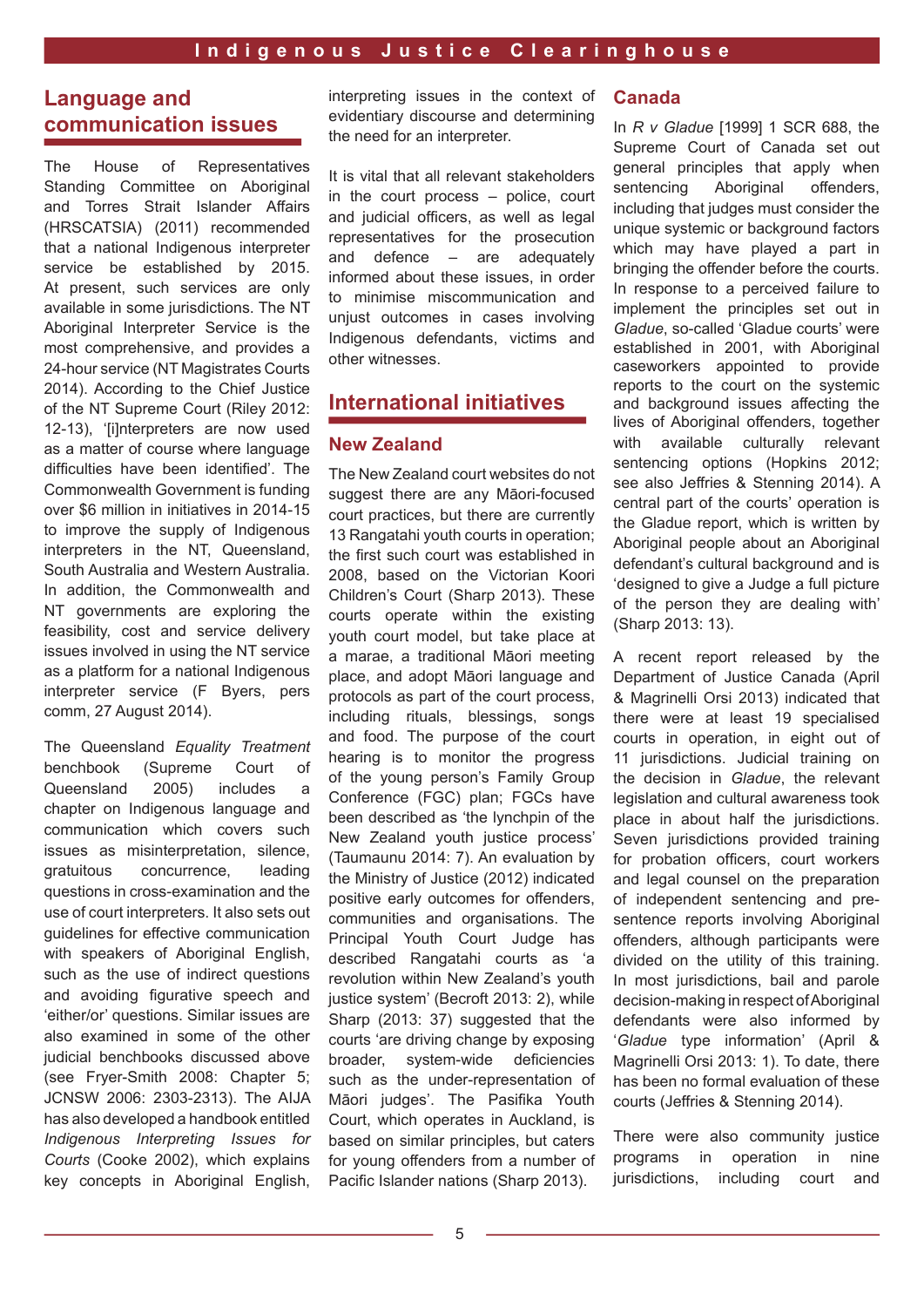## Language and communication issues

The House of Representatives Standing Committee on Aboriginal and Torres Strait Islander Affairs (HRSCATSIA) (2011) recommended that a national Indigenous interpreter service be established by 2015. At present, such services are only available in some jurisdictions. The NT Aboriginal Interpreter Service is the most comprehensive, and provides a 24-hour service (NT Magistrates Courts 2014). According to the Chief Justice of the NT Supreme Court (Riley 2012: 12-13), '[i]nterpreters are now used as a matter of course where language difficulties have been identified'. The Commonwealth Government is funding over $6 million in initiatives in 2014-15 to improve the supply of Indigenous interpreters in the NT, Queensland, South Australia and Western Australia. In addition, the Commonwealth and NT governments are exploring the feasibility, cost and service delivery issues involved in using the NT service as a platform for a national Indigenous interpreter service (F Byers, pers comm, 27 August 2014).

The Queensland *Equality Treatment* benchbook (Supreme Court of Queensland 2005) includes a chapter on Indigenous language and communication which covers such issues as misinterpretation, silence, gratuitous concurrence, leading questions in cross-examination and the use of court interpreters. It also sets out guidelines for effective communication with speakers of Aboriginal English, such as the use of indirect questions and avoiding figurative speech and 'either/or' questions. Similar issues are also examined in some of the other judicial benchbooks discussed above (see Fryer-Smith 2008: Chapter 5; JCNSW 2006: 2303-2313). The AIJA has also developed a handbook entitled *Indigenous Interpreting Issues for Courts* (Cooke 2002), which explains key concepts in Aboriginal English, interpreting issues in the context of evidentiary discourse and determining the need for an interpreter.

It is vital that all relevant stakeholders in the court process – police, court and judicial officers, as well as legal representatives for the prosecution and defence – are adequately informed about these issues, in order to minimise miscommunication and unjust outcomes in cases involving Indigenous defendants, victims and other witnesses.

## International initiatives

### New Zealand

The New Zealand court websites do not suggest there are any Māori-focused court practices, but there are currently 13 Rangatahi youth courts in operation; the first such court was established in 2008, based on the Victorian Koori Children's Court (Sharp 2013). These courts operate within the existing youth court model, but take place at a marae, a traditional Māori meeting place, and adopt Māori language and protocols as part of the court process, including rituals, blessings, songs and food. The purpose of the court hearing is to monitor the progress of the young person's Family Group Conference (FGC) plan; FGCs have been described as 'the lynchpin of the New Zealand youth justice process' (Taumaunu 2014: 7). An evaluation by the Ministry of Justice (2012) indicated positive early outcomes for offenders, communities and organisations. The Principal Youth Court Judge has described Rangatahi courts as 'a revolution within New Zealand's youth justice system' (Becroft 2013: 2), while Sharp (2013: 37) suggested that the courts 'are driving change by exposing broader, system-wide deficiencies such as the under-representation of Māori judges'. The Pasifika Youth Court, which operates in Auckland, is based on similar principles, but caters for young offenders from a number of Pacific Islander nations (Sharp 2013).

### Canada

In *R v Gladue* [1999] 1 SCR 688, the Supreme Court of Canada set out general principles that apply when sentencing Aboriginal offenders, including that judges must consider the unique systemic or background factors which may have played a part in bringing the offender before the courts. In response to a perceived failure to implement the principles set out in *Gladue*, so-called 'Gladue courts' were established in 2001, with Aboriginal caseworkers appointed to provide reports to the court on the systemic and background issues affecting the lives of Aboriginal offenders, together with available culturally relevant sentencing options (Hopkins 2012; see also Jeffries & Stenning 2014). A central part of the courts' operation is the Gladue report, which is written by Aboriginal people about an Aboriginal defendant's cultural background and is 'designed to give a Judge a full picture of the person they are dealing with' (Sharp 2013: 13).

A recent report released by the Department of Justice Canada (April & Magrinelli Orsi 2013) indicated that there were at least 19 specialised courts in operation, in eight out of 11 jurisdictions. Judicial training on the decision in *Gladue*, the relevant legislation and cultural awareness took place in about half the jurisdictions. Seven jurisdictions provided training for probation officers, court workers and legal counsel on the preparation of independent sentencing and pre-sentence reports involving Aboriginal offenders, although participants were divided on the utility of this training. In most jurisdictions, bail and parole decision-making in respect of Aboriginal defendants were also informed by '*Gladue* type information' (April & Magrinelli Orsi 2013: 1). To date, there has been no formal evaluation of these courts (Jeffries & Stenning 2014).

There were also community justice programs in operation in nine jurisdictions, including court and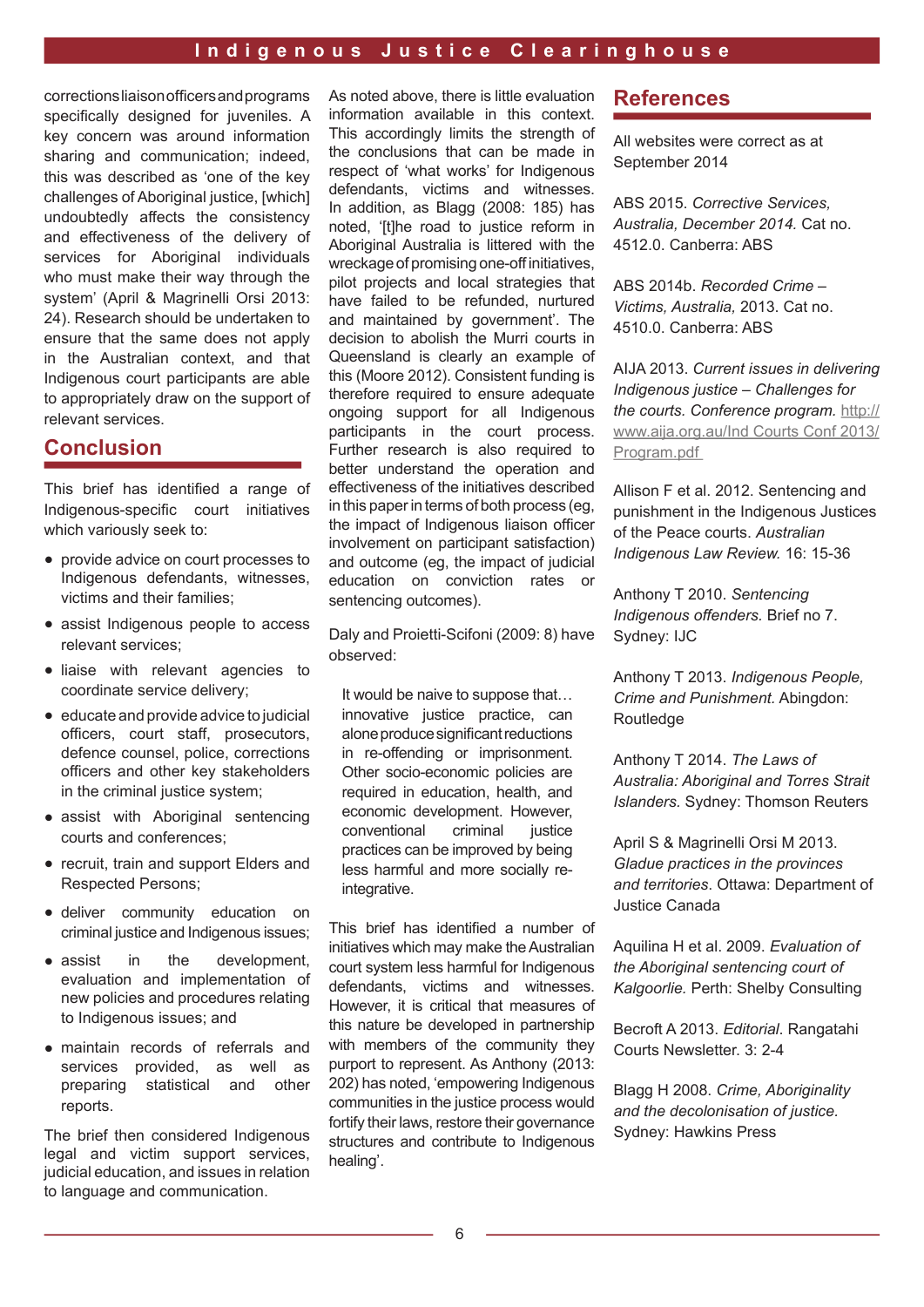corrections liaison officers and programs specifically designed for juveniles. A key concern was around information sharing and communication; indeed, this was described as 'one of the key challenges of Aboriginal justice, [which] undoubtedly affects the consistency and effectiveness of the delivery of services for Aboriginal individuals who must make their way through the system' (April & Magrinelli Orsi 2013: 24). Research should be undertaken to ensure that the same does not apply in the Australian context, and that Indigenous court participants are able to appropriately draw on the support of relevant services.

## Conclusion

This brief has identified a range of Indigenous-specific court initiatives which variously seek to:

- provide advice on court processes to Indigenous defendants, witnesses, victims and their families;
- assist Indigenous people to access relevant services;
- liaise with relevant agencies to coordinate service delivery;
- educate and provide advice to judicial officers, court staff, prosecutors, defence counsel, police, corrections officers and other key stakeholders in the criminal justice system;
- assist with Aboriginal sentencing courts and conferences;
- recruit, train and support Elders and Respected Persons;
- deliver community education on criminal justice and Indigenous issues;
- assist in the development, evaluation and implementation of new policies and procedures relating to Indigenous issues; and
- maintain records of referrals and services provided, as well as preparing statistical and other reports.

The brief then considered Indigenous legal and victim support services, judicial education, and issues in relation to language and communication.

As noted above, there is little evaluation information available in this context. This accordingly limits the strength of the conclusions that can be made in respect of 'what works' for Indigenous defendants, victims and witnesses. In addition, as Blagg (2008: 185) has noted, '[t]he road to justice reform in Aboriginal Australia is littered with the wreckage of promising one-off initiatives, pilot projects and local strategies that have failed to be refunded, nurtured and maintained by government'. The decision to abolish the Murri courts in Queensland is clearly an example of this (Moore 2012). Consistent funding is therefore required to ensure adequate ongoing support for all Indigenous participants in the court process. Further research is also required to better understand the operation and effectiveness of the initiatives described in this paper in terms of both process (eg, the impact of Indigenous liaison officer involvement on participant satisfaction) and outcome (eg, the impact of judicial education on conviction rates or sentencing outcomes).

Daly and Proietti-Scifoni (2009: 8) have observed:

> It would be naive to suppose that… innovative justice practice, can alone produce significant reductions in re-offending or imprisonment. Other socio-economic policies are required in education, health, and economic development. However, conventional criminal justice practices can be improved by being less harmful and more socially re-integrative.

This brief has identified a number of initiatives which may make the Australian court system less harmful for Indigenous defendants, victims and witnesses. However, it is critical that measures of this nature be developed in partnership with members of the community they purport to represent. As Anthony (2013: 202) has noted, 'empowering Indigenous communities in the justice process would fortify their laws, restore their governance structures and contribute to Indigenous healing'.

## References

All websites were correct as at September 2014

ABS 2015. *Corrective Services, Australia, December 2014.* Cat no. 4512.0. Canberra: ABS

ABS 2014b. *Recorded Crime – Victims, Australia,* 2013. Cat no. 4510.0. Canberra: ABS

AIJA 2013. *Current issues in delivering Indigenous justice – Challenges for the courts. Conference program.* http://www.aija.org.au/Ind Courts Conf 2013/Program.pdf

Allison F et al. 2012. Sentencing and punishment in the Indigenous Justices of the Peace courts. *Australian Indigenous Law Review.* 16: 15-36

Anthony T 2010. *Sentencing Indigenous offenders.* Brief no 7. Sydney: IJC

Anthony T 2013. *Indigenous People, Crime and Punishment.* Abingdon: Routledge

Anthony T 2014. *The Laws of Australia: Aboriginal and Torres Strait Islanders.* Sydney: Thomson Reuters

April S & Magrinelli Orsi M 2013. *Gladue practices in the provinces and territories*. Ottawa: Department of Justice Canada

Aquilina H et al. 2009. *Evaluation of the Aboriginal sentencing court of Kalgoorlie.* Perth: Shelby Consulting

Becroft A 2013. *Editorial*. Rangatahi Courts Newsletter. 3: 2-4

Blagg H 2008. *Crime, Aboriginality and the decolonisation of justice.* Sydney: Hawkins Press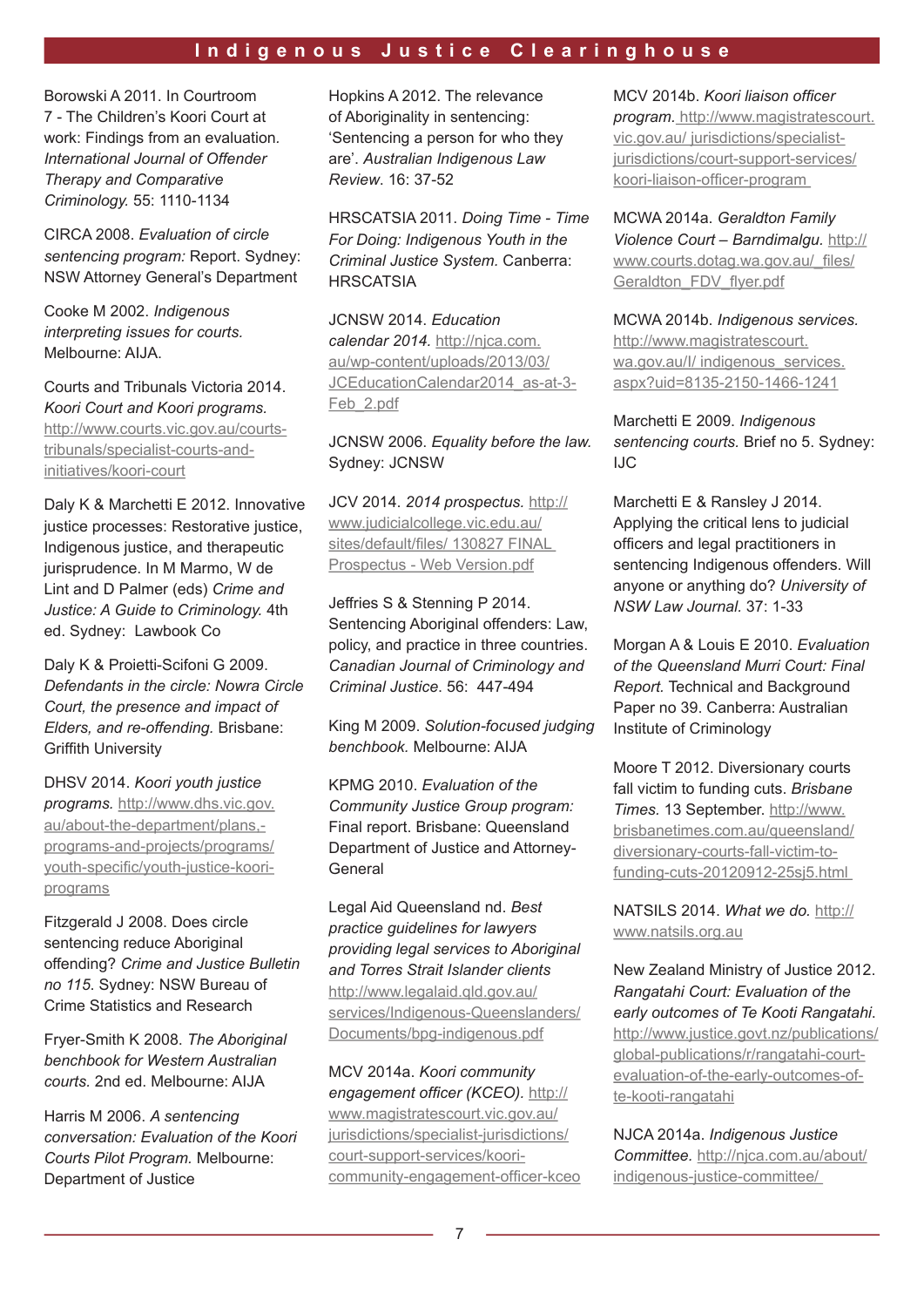Borowski A 2011. In Courtroom 7 - The Children's Koori Court at work: Findings from an evaluation. *International Journal of Offender Therapy and Comparative Criminology.* 55: 1110-1134

CIRCA 2008. *Evaluation of circle sentencing program:* Report. Sydney: NSW Attorney General's Department

Cooke M 2002. *Indigenous interpreting issues for courts.* Melbourne: AIJA.

Courts and Tribunals Victoria 2014. *Koori Court and Koori programs.* http://www.courts.vic.gov.au/courts-tribunals/specialist-courts-and-initiatives/koori-court

Daly K & Marchetti E 2012. Innovative justice processes: Restorative justice, Indigenous justice, and therapeutic jurisprudence. In M Marmo, W de Lint and D Palmer (eds) *Crime and Justice: A Guide to Criminology.* 4th ed. Sydney: Lawbook Co

Daly K & Proietti-Scifoni G 2009. *Defendants in the circle: Nowra Circle Court, the presence and impact of Elders, and re-offending.* Brisbane: Griffith University

DHSV 2014. *Koori youth justice programs.* http://www.dhs.vic.gov.au/about-the-department/plans,-programs-and-projects/programs/youth-specific/youth-justice-koori-programs

Fitzgerald J 2008. Does circle sentencing reduce Aboriginal offending? *Crime and Justice Bulletin no 115.* Sydney: NSW Bureau of Crime Statistics and Research

Fryer-Smith K 2008. *The Aboriginal benchbook for Western Australian courts.* 2nd ed. Melbourne: AIJA

Harris M 2006. *A sentencing conversation: Evaluation of the Koori Courts Pilot Program.* Melbourne: Department of Justice

Hopkins A 2012. The relevance of Aboriginality in sentencing: 'Sentencing a person for who they are'. *Australian Indigenous Law Review.* 16: 37-52

HRSCATSIA 2011. *Doing Time - Time For Doing: Indigenous Youth in the Criminal Justice System.* Canberra: HRSCATSIA

JCNSW 2014. *Education calendar 2014.* http://njca.com.au/wp-content/uploads/2013/03/JCEducationCalendar2014_as-at-3-Feb_2.pdf

JCNSW 2006. *Equality before the law.* Sydney: JCNSW

JCV 2014. *2014 prospectus.* http://www.judicialcollege.vic.edu.au/sites/default/files/ 130827 FINAL Prospectus - Web Version.pdf

Jeffries S & Stenning P 2014. Sentencing Aboriginal offenders: Law, policy, and practice in three countries. *Canadian Journal of Criminology and Criminal Justice.* 56: 447-494

King M 2009. *Solution-focused judging benchbook.* Melbourne: AIJA

KPMG 2010. *Evaluation of the Community Justice Group program:* Final report. Brisbane: Queensland Department of Justice and Attorney-General

Legal Aid Queensland nd. *Best practice guidelines for lawyers providing legal services to Aboriginal and Torres Strait Islander clients* http://www.legalaid.qld.gov.au/services/Indigenous-Queenslanders/Documents/bpg-indigenous.pdf

MCV 2014a. *Koori community engagement officer (KCEO).* http://www.magistratescourt.vic.gov.au/jurisdictions/specialist-jurisdictions/court-support-services/koori-community-engagement-officer-kceo

MCV 2014b. *Koori liaison officer program.* http://www.magistratescourt.vic.gov.au/ jurisdictions/specialist-jurisdictions/court-support-services/koori-liaison-officer-program

MCWA 2014a. *Geraldton Family Violence Court – Barndimalgu.* http://www.courts.dotag.wa.gov.au/_files/Geraldton_FDV_flyer.pdf

MCWA 2014b. *Indigenous services.* http://www.magistratescourt.wa.gov.au/I/ indigenous_services.aspx?uid=8135-2150-1466-1241

Marchetti E 2009. *Indigenous sentencing courts.* Brief no 5. Sydney: IJC

Marchetti E & Ransley J 2014. Applying the critical lens to judicial officers and legal practitioners in sentencing Indigenous offenders. Will anyone or anything do? *University of NSW Law Journal.* 37: 1-33

Morgan A & Louis E 2010. *Evaluation of the Queensland Murri Court: Final Report.* Technical and Background Paper no 39. Canberra: Australian Institute of Criminology

Moore T 2012. Diversionary courts fall victim to funding cuts. *Brisbane Times.* 13 September. http://www.brisbanetimes.com.au/queensland/diversionary-courts-fall-victim-to-funding-cuts-20120912-25sj5.html

NATSILS 2014. *What we do.* http://www.natsils.org.au

New Zealand Ministry of Justice 2012. *Rangatahi Court: Evaluation of the early outcomes of Te Kooti Rangatahi.* http://www.justice.govt.nz/publications/global-publications/r/rangatahi-court-evaluation-of-the-early-outcomes-of-te-kooti-rangatahi

NJCA 2014a. *Indigenous Justice Committee.* http://njca.com.au/about/indigenous-justice-committee/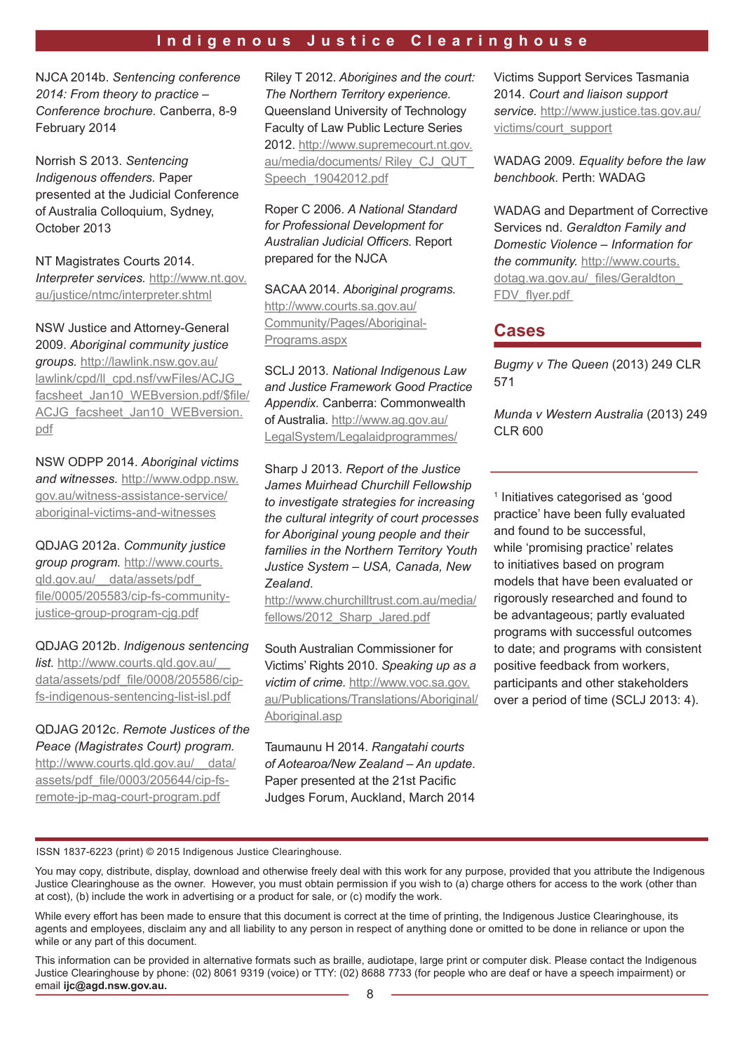NJCA 2014b. *Sentencing conference 2014: From theory to practice – Conference brochure.* Canberra, 8-9 February 2014

Norrish S 2013. *Sentencing Indigenous offenders.* Paper presented at the Judicial Conference of Australia Colloquium, Sydney, October 2013

NT Magistrates Courts 2014. *Interpreter services.* http://www.nt.gov.au/justice/ntmc/interpreter.shtml

NSW Justice and Attorney-General 2009. *Aboriginal community justice groups.* http://lawlink.nsw.gov.au/lawlink/cpd/ll_cpd.nsf/vwFiles/ACJG_facsheet_Jan10_WEBversion.pdf/$file/ACJG_facsheet_Jan10_WEBversion.pdf

NSW ODPP 2014. *Aboriginal victims and witnesses.* http://www.odpp.nsw.gov.au/witness-assistance-service/aboriginal-victims-and-witnesses

QDJAG 2012a. *Community justice group program.* http://www.courts.qld.gov.au/__data/assets/pdf_file/0005/205583/cip-fs-community-justice-group-program-cjg.pdf

QDJAG 2012b. *Indigenous sentencing list.* http://www.courts.qld.gov.au/__data/assets/pdf_file/0008/205586/cip-fs-indigenous-sentencing-list-isl.pdf

QDJAG 2012c. *Remote Justices of the Peace (Magistrates Court) program.* http://www.courts.qld.gov.au/__data/assets/pdf_file/0003/205644/cip-fs-remote-jp-mag-court-program.pdf

Riley T 2012. *Aborigines and the court: The Northern Territory experience.* Queensland University of Technology Faculty of Law Public Lecture Series 2012. http://www.supremecourt.nt.gov.au/media/documents/ Riley_CJ_QUT_Speech_19042012.pdf

Roper C 2006. *A National Standard for Professional Development for Australian Judicial Officers.* Report prepared for the NJCA

SACAA 2014. *Aboriginal programs.* http://www.courts.sa.gov.au/Community/Pages/Aboriginal-Programs.aspx

SCLJ 2013. *National Indigenous Law and Justice Framework Good Practice Appendix.* Canberra: Commonwealth of Australia. http://www.ag.gov.au/LegalSystem/Legalaidprogrammes/

Sharp J 2013. *Report of the Justice James Muirhead Churchill Fellowship to investigate strategies for increasing the cultural integrity of court processes for Aboriginal young people and their families in the Northern Territory Youth Justice System – USA, Canada, New Zealand.* http://www.churchilltrust.com.au/media/fellows/2012_Sharp_Jared.pdf

South Australian Commissioner for Victims' Rights 2010. *Speaking up as a victim of crime.* http://www.voc.sa.gov.au/Publications/Translations/Aboriginal/Aboriginal.asp

Taumaunu H 2014. *Rangatahi courts of Aotearoa/New Zealand – An update.* Paper presented at the 21st Pacific Judges Forum, Auckland, March 2014

Victims Support Services Tasmania 2014. *Court and liaison support service.* http://www.justice.tas.gov.au/victims/court_support

WADAG 2009. *Equality before the law benchbook.* Perth: WADAG

WADAG and Department of Corrective Services nd. *Geraldton Family and Domestic Violence – Information for the community.* http://www.courts.dotag.wa.gov.au/_files/Geraldton_FDV_flyer.pdf

## Cases

*Bugmy v The Queen* (2013) 249 CLR 571

*Munda v Western Australia* (2013) 249 CLR 600

---

[1] Initiatives categorised as 'good practice' have been fully evaluated and found to be successful, while 'promising practice' relates to initiatives based on program models that have been evaluated or rigorously researched and found to be advantageous; partly evaluated programs with successful outcomes to date; and programs with consistent positive feedback from workers, participants and other stakeholders over a period of time (SCLJ 2013: 4).

---

ISSN 1837-6223 (print) © 2015 Indigenous Justice Clearinghouse.

You may copy, distribute, display, download and otherwise freely deal with this work for any purpose, provided that you attribute the Indigenous Justice Clearinghouse as the owner. However, you must obtain permission if you wish to (a) charge others for access to the work (other than at cost), (b) include the work in advertising or a product for sale, or (c) modify the work.

While every effort has been made to ensure that this document is correct at the time of printing, the Indigenous Justice Clearinghouse, its agents and employees, disclaim any and all liability to any person in respect of anything done or omitted to be done in reliance or upon the while or any part of this document.

This information can be provided in alternative formats such as braille, audiotape, large print or computer disk. Please contact the Indigenous Justice Clearinghouse by phone: (02) 8061 9319 (voice) or TTY: (02) 8688 7733 (for people who are deaf or have a speech impairment) or email **ijc@agd.nsw.gov.au.**